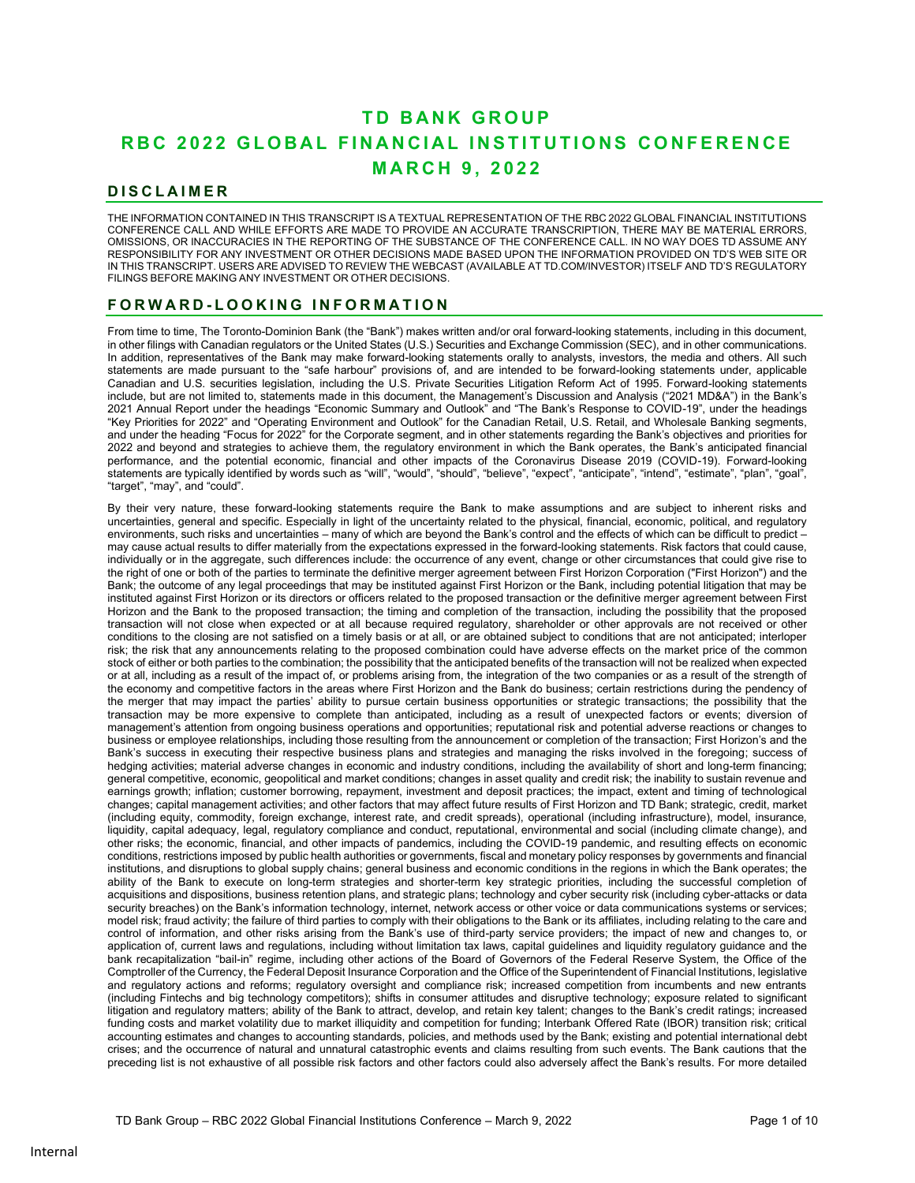# TD BANK GROUP
# RBC 2022 GLOBAL FINANCIAL INSTITUTIONS CONFERENCE
# MARCH 9, 2022

## DISCLAIMER

THE INFORMATION CONTAINED IN THIS TRANSCRIPT IS A TEXTUAL REPRESENTATION OF THE RBC 2022 GLOBAL FINANCIAL INSTITUTIONS CONFERENCE CALL AND WHILE EFFORTS ARE MADE TO PROVIDE AN ACCURATE TRANSCRIPTION, THERE MAY BE MATERIAL ERRORS, OMISSIONS, OR INACCURACIES IN THE REPORTING OF THE SUBSTANCE OF THE CONFERENCE CALL. IN NO WAY DOES TD ASSUME ANY RESPONSIBILITY FOR ANY INVESTMENT OR OTHER DECISIONS MADE BASED UPON THE INFORMATION PROVIDED ON TD'S WEB SITE OR IN THIS TRANSCRIPT. USERS ARE ADVISED TO REVIEW THE WEBCAST (AVAILABLE AT TD.COM/INVESTOR) ITSELF AND TD'S REGULATORY FILINGS BEFORE MAKING ANY INVESTMENT OR OTHER DECISIONS.

## FORWARD-LOOKING INFORMATION

From time to time, The Toronto-Dominion Bank (the "Bank") makes written and/or oral forward-looking statements, including in this document, in other filings with Canadian regulators or the United States (U.S.) Securities and Exchange Commission (SEC), and in other communications. In addition, representatives of the Bank may make forward-looking statements orally to analysts, investors, the media and others. All such statements are made pursuant to the "safe harbour" provisions of, and are intended to be forward-looking statements under, applicable Canadian and U.S. securities legislation, including the U.S. Private Securities Litigation Reform Act of 1995. Forward-looking statements include, but are not limited to, statements made in this document, the Management's Discussion and Analysis ("2021 MD&A") in the Bank's 2021 Annual Report under the headings "Economic Summary and Outlook" and "The Bank's Response to COVID-19", under the headings "Key Priorities for 2022" and "Operating Environment and Outlook" for the Canadian Retail, U.S. Retail, and Wholesale Banking segments, and under the heading "Focus for 2022" for the Corporate segment, and in other statements regarding the Bank's objectives and priorities for 2022 and beyond and strategies to achieve them, the regulatory environment in which the Bank operates, the Bank's anticipated financial performance, and the potential economic, financial and other impacts of the Coronavirus Disease 2019 (COVID-19). Forward-looking statements are typically identified by words such as "will", "would", "should", "believe", "expect", "anticipate", "intend", "estimate", "plan", "goal", "target", "may", and "could".

By their very nature, these forward-looking statements require the Bank to make assumptions and are subject to inherent risks and uncertainties, general and specific. Especially in light of the uncertainty related to the physical, financial, economic, political, and regulatory environments, such risks and uncertainties – many of which are beyond the Bank's control and the effects of which can be difficult to predict – may cause actual results to differ materially from the expectations expressed in the forward-looking statements. Risk factors that could cause, individually or in the aggregate, such differences include: the occurrence of any event, change or other circumstances that could give rise to the right of one or both of the parties to terminate the definitive merger agreement between First Horizon Corporation ("First Horizon") and the Bank; the outcome of any legal proceedings that may be instituted against First Horizon or the Bank, including potential litigation that may be instituted against First Horizon or its directors or officers related to the proposed transaction or the definitive merger agreement between First Horizon and the Bank to the proposed transaction; the timing and completion of the transaction, including the possibility that the proposed transaction will not close when expected or at all because required regulatory, shareholder or other approvals are not received or other conditions to the closing are not satisfied on a timely basis or at all, or are obtained subject to conditions that are not anticipated; interloper risk; the risk that any announcements relating to the proposed combination could have adverse effects on the market price of the common stock of either or both parties to the combination; the possibility that the anticipated benefits of the transaction will not be realized when expected or at all, including as a result of the impact of, or problems arising from, the integration of the two companies or as a result of the strength of the economy and competitive factors in the areas where First Horizon and the Bank do business; certain restrictions during the pendency of the merger that may impact the parties' ability to pursue certain business opportunities or strategic transactions; the possibility that the transaction may be more expensive to complete than anticipated, including as a result of unexpected factors or events; diversion of management's attention from ongoing business operations and opportunities; reputational risk and potential adverse reactions or changes to business or employee relationships, including those resulting from the announcement or completion of the transaction; First Horizon's and the Bank's success in executing their respective business plans and strategies and managing the risks involved in the foregoing; success of hedging activities; material adverse changes in economic and industry conditions, including the availability of short and long-term financing; general competitive, economic, geopolitical and market conditions; changes in asset quality and credit risk; the inability to sustain revenue and earnings growth; inflation; customer borrowing, repayment, investment and deposit practices; the impact, extent and timing of technological changes; capital management activities; and other factors that may affect future results of First Horizon and TD Bank; strategic, credit, market (including equity, commodity, foreign exchange, interest rate, and credit spreads), operational (including infrastructure), model, insurance, liquidity, capital adequacy, legal, regulatory compliance and conduct, reputational, environmental and social (including climate change), and other risks; the economic, financial, and other impacts of pandemics, including the COVID-19 pandemic, and resulting effects on economic conditions, restrictions imposed by public health authorities or governments, fiscal and monetary policy responses by governments and financial institutions, and disruptions to global supply chains; general business and economic conditions in the regions in which the Bank operates; the ability of the Bank to execute on long-term strategies and shorter-term key strategic priorities, including the successful completion of acquisitions and dispositions, business retention plans, and strategic plans; technology and cyber security risk (including cyber-attacks or data security breaches) on the Bank's information technology, internet, network access or other voice or data communications systems or services; model risk; fraud activity; the failure of third parties to comply with their obligations to the Bank or its affiliates, including relating to the care and control of information, and other risks arising from the Bank's use of third-party service providers; the impact of new and changes to, or application of, current laws and regulations, including without limitation tax laws, capital guidelines and liquidity regulatory guidance and the bank recapitalization "bail-in" regime, including other actions of the Board of Governors of the Federal Reserve System, the Office of the Comptroller of the Currency, the Federal Deposit Insurance Corporation and the Office of the Superintendent of Financial Institutions, legislative and regulatory actions and reforms; regulatory oversight and compliance risk; increased competition from incumbents and new entrants (including Fintechs and big technology competitors); shifts in consumer attitudes and disruptive technology; exposure related to significant litigation and regulatory matters; ability of the Bank to attract, develop, and retain key talent; changes to the Bank's credit ratings; increased funding costs and market volatility due to market illiquidity and competition for funding; Interbank Offered Rate (IBOR) transition risk; critical accounting estimates and changes to accounting standards, policies, and methods used by the Bank; existing and potential international debt crises; and the occurrence of natural and unnatural catastrophic events and claims resulting from such events. The Bank cautions that the preceding list is not exhaustive of all possible risk factors and other factors could also adversely affect the Bank's results. For more detailed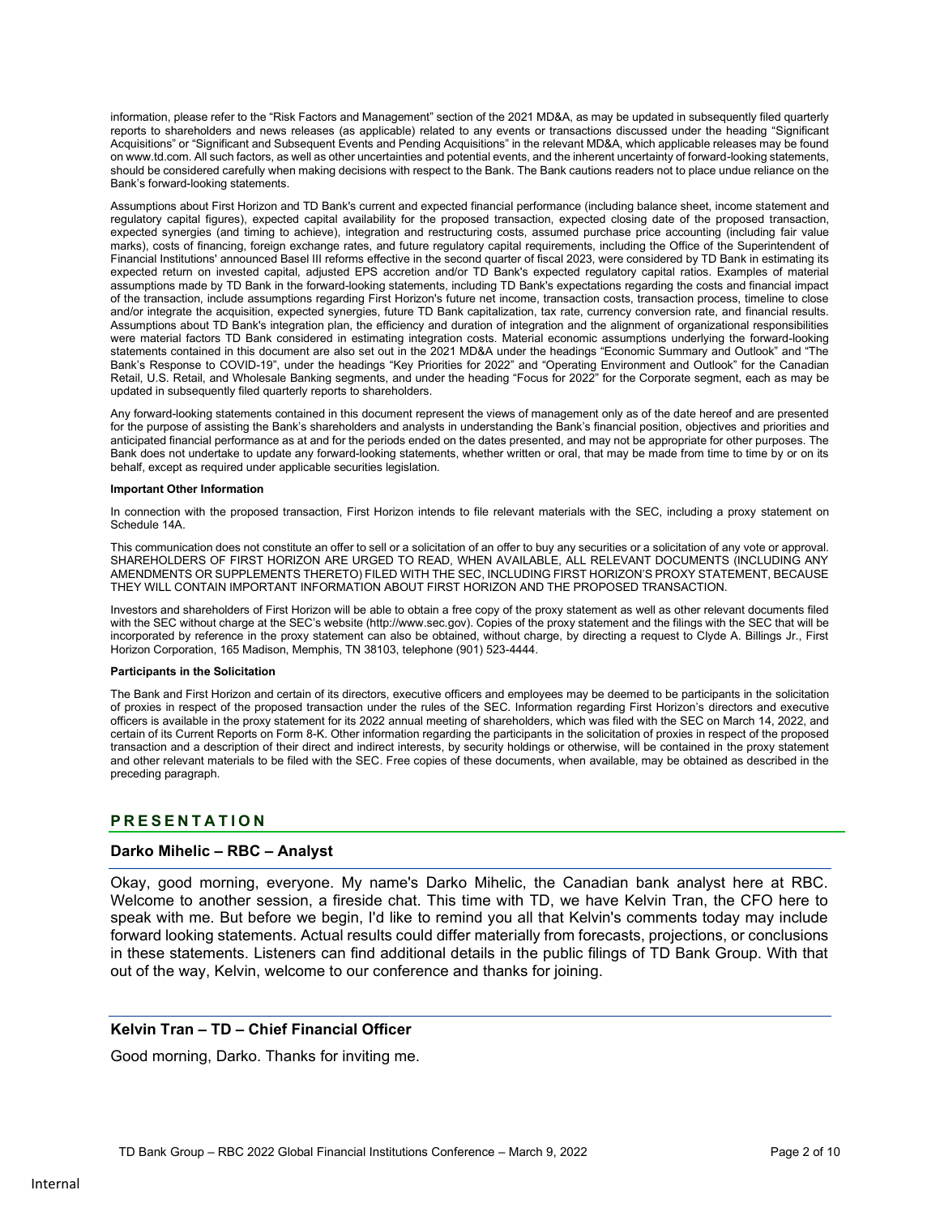information, please refer to the "Risk Factors and Management" section of the 2021 MD&A, as may be updated in subsequently filed quarterly reports to shareholders and news releases (as applicable) related to any events or transactions discussed under the heading "Significant Acquisitions" or "Significant and Subsequent Events and Pending Acquisitions" in the relevant MD&A, which applicable releases may be found on www.td.com. All such factors, as well as other uncertainties and potential events, and the inherent uncertainty of forward-looking statements, should be considered carefully when making decisions with respect to the Bank. The Bank cautions readers not to place undue reliance on the Bank's forward-looking statements.

Assumptions about First Horizon and TD Bank's current and expected financial performance (including balance sheet, income statement and regulatory capital figures), expected capital availability for the proposed transaction, expected closing date of the proposed transaction, expected synergies (and timing to achieve), integration and restructuring costs, assumed purchase price accounting (including fair value marks), costs of financing, foreign exchange rates, and future regulatory capital requirements, including the Office of the Superintendent of Financial Institutions' announced Basel III reforms effective in the second quarter of fiscal 2023, were considered by TD Bank in estimating its expected return on invested capital, adjusted EPS accretion and/or TD Bank's expected regulatory capital ratios. Examples of material assumptions made by TD Bank in the forward-looking statements, including TD Bank's expectations regarding the costs and financial impact of the transaction, include assumptions regarding First Horizon's future net income, transaction costs, transaction process, timeline to close and/or integrate the acquisition, expected synergies, future TD Bank capitalization, tax rate, currency conversion rate, and financial results. Assumptions about TD Bank's integration plan, the efficiency and duration of integration and the alignment of organizational responsibilities were material factors TD Bank considered in estimating integration costs. Material economic assumptions underlying the forward-looking statements contained in this document are also set out in the 2021 MD&A under the headings "Economic Summary and Outlook" and "The Bank's Response to COVID-19", under the headings "Key Priorities for 2022" and "Operating Environment and Outlook" for the Canadian Retail, U.S. Retail, and Wholesale Banking segments, and under the heading "Focus for 2022" for the Corporate segment, each as may be updated in subsequently filed quarterly reports to shareholders.

Any forward-looking statements contained in this document represent the views of management only as of the date hereof and are presented for the purpose of assisting the Bank's shareholders and analysts in understanding the Bank's financial position, objectives and priorities and anticipated financial performance as at and for the periods ended on the dates presented, and may not be appropriate for other purposes. The Bank does not undertake to update any forward-looking statements, whether written or oral, that may be made from time to time by or on its behalf, except as required under applicable securities legislation.

**Important Other Information**

In connection with the proposed transaction, First Horizon intends to file relevant materials with the SEC, including a proxy statement on Schedule 14A.

This communication does not constitute an offer to sell or a solicitation of an offer to buy any securities or a solicitation of any vote or approval. SHAREHOLDERS OF FIRST HORIZON ARE URGED TO READ, WHEN AVAILABLE, ALL RELEVANT DOCUMENTS (INCLUDING ANY AMENDMENTS OR SUPPLEMENTS THERETO) FILED WITH THE SEC, INCLUDING FIRST HORIZON'S PROXY STATEMENT, BECAUSE THEY WILL CONTAIN IMPORTANT INFORMATION ABOUT FIRST HORIZON AND THE PROPOSED TRANSACTION.

Investors and shareholders of First Horizon will be able to obtain a free copy of the proxy statement as well as other relevant documents filed with the SEC without charge at the SEC's website (http://www.sec.gov). Copies of the proxy statement and the filings with the SEC that will be incorporated by reference in the proxy statement can also be obtained, without charge, by directing a request to Clyde A. Billings Jr., First Horizon Corporation, 165 Madison, Memphis, TN 38103, telephone (901) 523-4444.

**Participants in the Solicitation**

The Bank and First Horizon and certain of its directors, executive officers and employees may be deemed to be participants in the solicitation of proxies in respect of the proposed transaction under the rules of the SEC. Information regarding First Horizon's directors and executive officers is available in the proxy statement for its 2022 annual meeting of shareholders, which was filed with the SEC on March 14, 2022, and certain of its Current Reports on Form 8-K. Other information regarding the participants in the solicitation of proxies in respect of the proposed transaction and a description of their direct and indirect interests, by security holdings or otherwise, will be contained in the proxy statement and other relevant materials to be filed with the SEC. Free copies of these documents, when available, may be obtained as described in the preceding paragraph.

## PRESENTATION

### Darko Mihelic – RBC – Analyst

Okay, good morning, everyone. My name's Darko Mihelic, the Canadian bank analyst here at RBC. Welcome to another session, a fireside chat. This time with TD, we have Kelvin Tran, the CFO here to speak with me. But before we begin, I'd like to remind you all that Kelvin's comments today may include forward looking statements. Actual results could differ materially from forecasts, projections, or conclusions in these statements. Listeners can find additional details in the public filings of TD Bank Group. With that out of the way, Kelvin, welcome to our conference and thanks for joining.

### Kelvin Tran – TD – Chief Financial Officer

Good morning, Darko. Thanks for inviting me.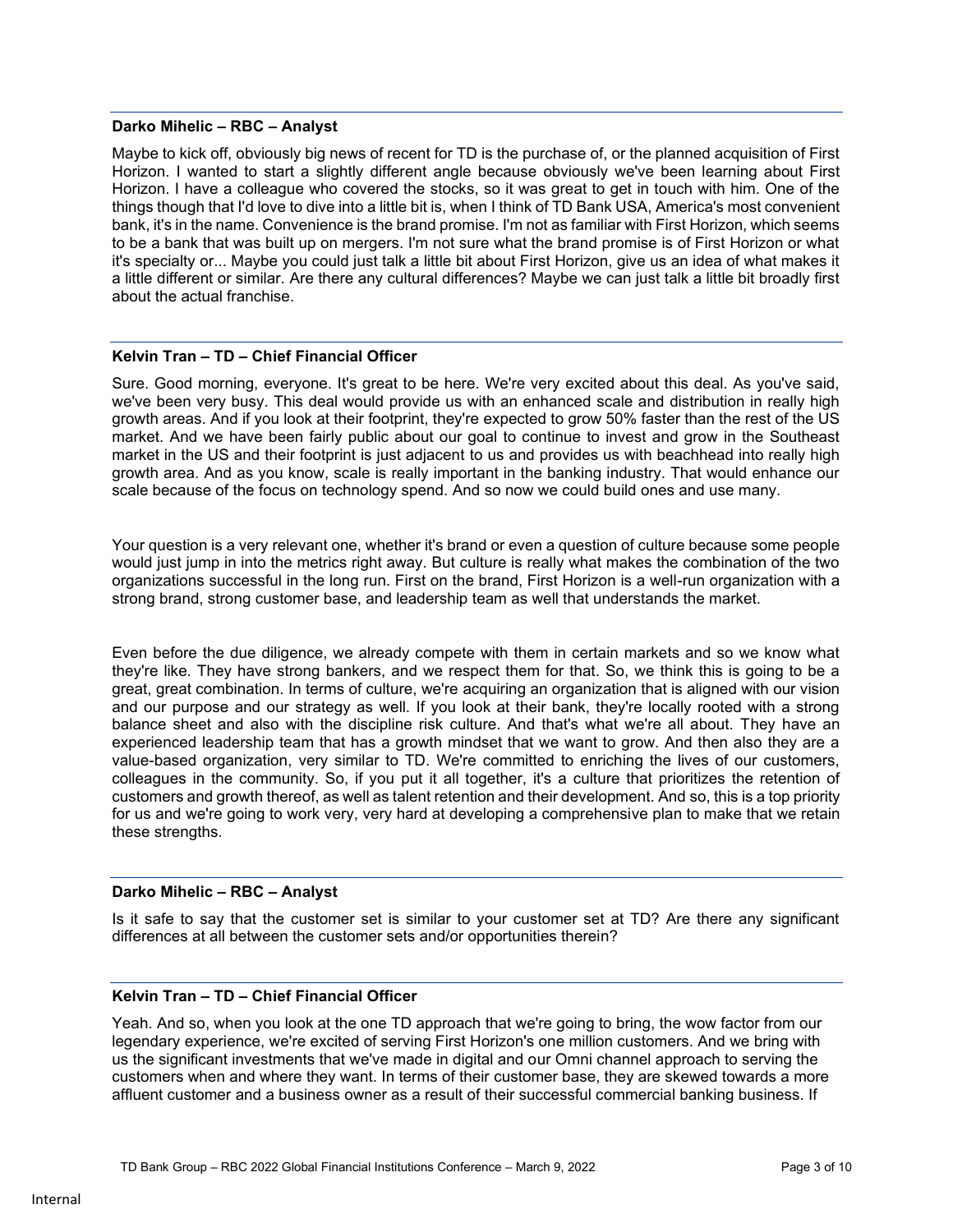**Darko Mihelic – RBC – Analyst**

Maybe to kick off, obviously big news of recent for TD is the purchase of, or the planned acquisition of First Horizon. I wanted to start a slightly different angle because obviously we've been learning about First Horizon. I have a colleague who covered the stocks, so it was great to get in touch with him. One of the things though that I'd love to dive into a little bit is, when I think of TD Bank USA, America's most convenient bank, it's in the name. Convenience is the brand promise. I'm not as familiar with First Horizon, which seems to be a bank that was built up on mergers. I'm not sure what the brand promise is of First Horizon or what it's specialty or... Maybe you could just talk a little bit about First Horizon, give us an idea of what makes it a little different or similar. Are there any cultural differences? Maybe we can just talk a little bit broadly first about the actual franchise.

**Kelvin Tran – TD – Chief Financial Officer**

Sure. Good morning, everyone. It's great to be here. We're very excited about this deal. As you've said, we've been very busy. This deal would provide us with an enhanced scale and distribution in really high growth areas. And if you look at their footprint, they're expected to grow 50% faster than the rest of the US market. And we have been fairly public about our goal to continue to invest and grow in the Southeast market in the US and their footprint is just adjacent to us and provides us with beachhead into really high growth area. And as you know, scale is really important in the banking industry. That would enhance our scale because of the focus on technology spend. And so now we could build ones and use many.

Your question is a very relevant one, whether it's brand or even a question of culture because some people would just jump in into the metrics right away. But culture is really what makes the combination of the two organizations successful in the long run. First on the brand, First Horizon is a well-run organization with a strong brand, strong customer base, and leadership team as well that understands the market.

Even before the due diligence, we already compete with them in certain markets and so we know what they're like. They have strong bankers, and we respect them for that. So, we think this is going to be a great, great combination. In terms of culture, we're acquiring an organization that is aligned with our vision and our purpose and our strategy as well. If you look at their bank, they're locally rooted with a strong balance sheet and also with the discipline risk culture. And that's what we're all about. They have an experienced leadership team that has a growth mindset that we want to grow. And then also they are a value-based organization, very similar to TD. We're committed to enriching the lives of our customers, colleagues in the community. So, if you put it all together, it's a culture that prioritizes the retention of customers and growth thereof, as well as talent retention and their development. And so, this is a top priority for us and we're going to work very, very hard at developing a comprehensive plan to make that we retain these strengths.

**Darko Mihelic – RBC – Analyst**

Is it safe to say that the customer set is similar to your customer set at TD? Are there any significant differences at all between the customer sets and/or opportunities therein?

**Kelvin Tran – TD – Chief Financial Officer**

Yeah. And so, when you look at the one TD approach that we're going to bring, the wow factor from our legendary experience, we're excited of serving First Horizon's one million customers. And we bring with us the significant investments that we've made in digital and our Omni channel approach to serving the customers when and where they want. In terms of their customer base, they are skewed towards a more affluent customer and a business owner as a result of their successful commercial banking business. If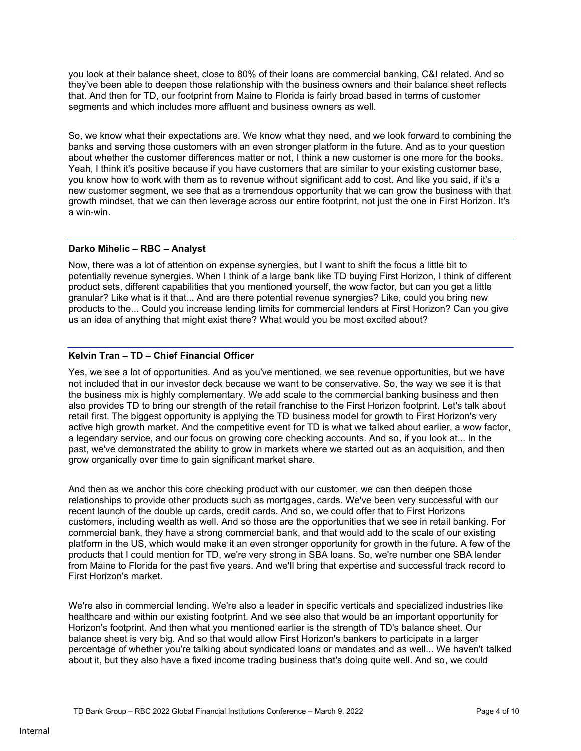you look at their balance sheet, close to 80% of their loans are commercial banking, C&I related. And so they've been able to deepen those relationship with the business owners and their balance sheet reflects that. And then for TD, our footprint from Maine to Florida is fairly broad based in terms of customer segments and which includes more affluent and business owners as well.

So, we know what their expectations are. We know what they need, and we look forward to combining the banks and serving those customers with an even stronger platform in the future. And as to your question about whether the customer differences matter or not, I think a new customer is one more for the books. Yeah, I think it's positive because if you have customers that are similar to your existing customer base, you know how to work with them as to revenue without significant add to cost. And like you said, if it's a new customer segment, we see that as a tremendous opportunity that we can grow the business with that growth mindset, that we can then leverage across our entire footprint, not just the one in First Horizon. It's a win-win.

**Darko Mihelic – RBC – Analyst**

Now, there was a lot of attention on expense synergies, but I want to shift the focus a little bit to potentially revenue synergies. When I think of a large bank like TD buying First Horizon, I think of different product sets, different capabilities that you mentioned yourself, the wow factor, but can you get a little granular? Like what is it that... And are there potential revenue synergies? Like, could you bring new products to the... Could you increase lending limits for commercial lenders at First Horizon? Can you give us an idea of anything that might exist there? What would you be most excited about?

**Kelvin Tran – TD – Chief Financial Officer**

Yes, we see a lot of opportunities. And as you've mentioned, we see revenue opportunities, but we have not included that in our investor deck because we want to be conservative. So, the way we see it is that the business mix is highly complementary. We add scale to the commercial banking business and then also provides TD to bring our strength of the retail franchise to the First Horizon footprint. Let's talk about retail first. The biggest opportunity is applying the TD business model for growth to First Horizon's very active high growth market. And the competitive event for TD is what we talked about earlier, a wow factor, a legendary service, and our focus on growing core checking accounts. And so, if you look at... In the past, we've demonstrated the ability to grow in markets where we started out as an acquisition, and then grow organically over time to gain significant market share.

And then as we anchor this core checking product with our customer, we can then deepen those relationships to provide other products such as mortgages, cards. We've been very successful with our recent launch of the double up cards, credit cards. And so, we could offer that to First Horizons customers, including wealth as well. And so those are the opportunities that we see in retail banking. For commercial bank, they have a strong commercial bank, and that would add to the scale of our existing platform in the US, which would make it an even stronger opportunity for growth in the future. A few of the products that I could mention for TD, we're very strong in SBA loans. So, we're number one SBA lender from Maine to Florida for the past five years. And we'll bring that expertise and successful track record to First Horizon's market.

We're also in commercial lending. We're also a leader in specific verticals and specialized industries like healthcare and within our existing footprint. And we see also that would be an important opportunity for Horizon's footprint. And then what you mentioned earlier is the strength of TD's balance sheet. Our balance sheet is very big. And so that would allow First Horizon's bankers to participate in a larger percentage of whether you're talking about syndicated loans or mandates and as well... We haven't talked about it, but they also have a fixed income trading business that's doing quite well. And so, we could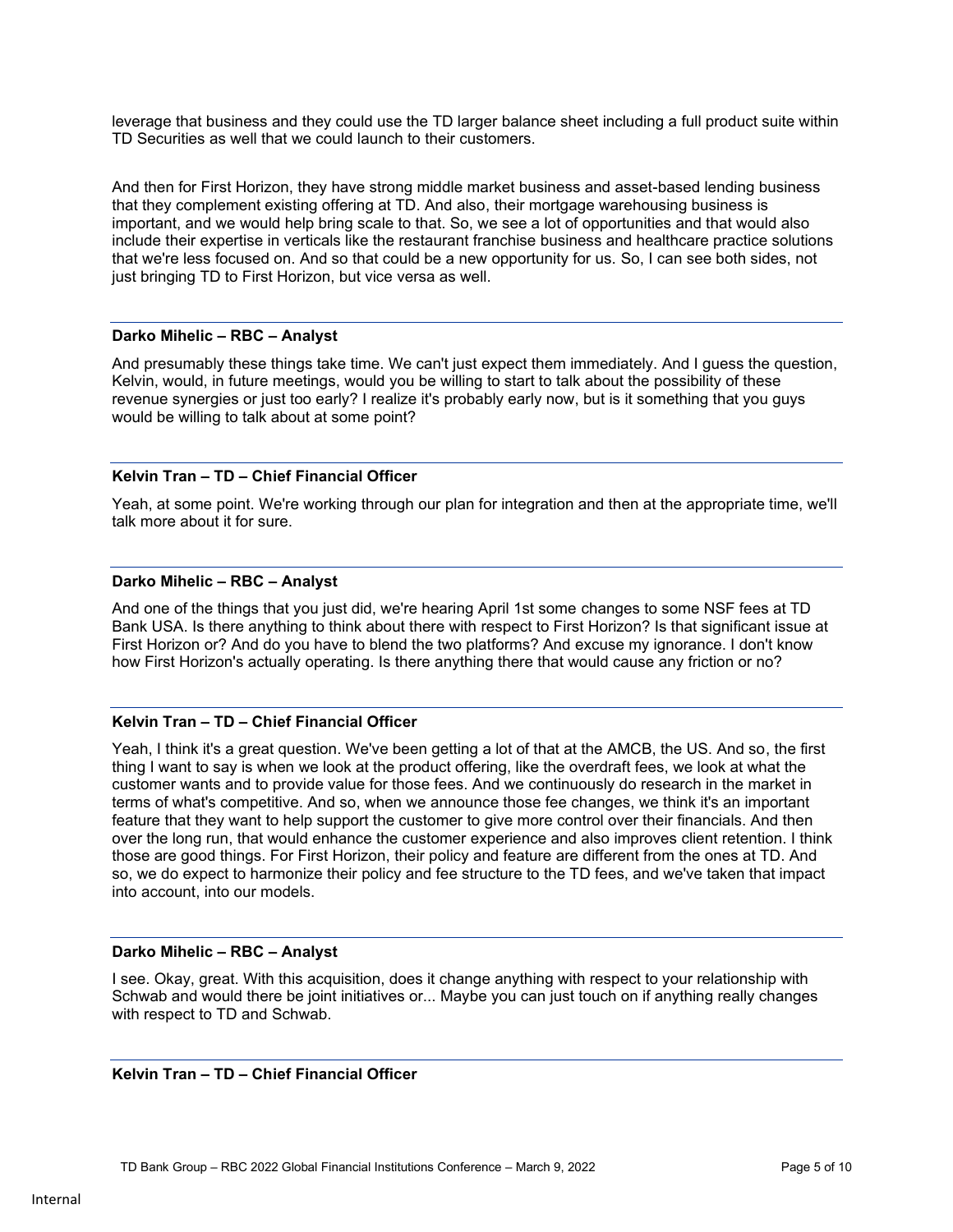leverage that business and they could use the TD larger balance sheet including a full product suite within TD Securities as well that we could launch to their customers.

And then for First Horizon, they have strong middle market business and asset-based lending business that they complement existing offering at TD. And also, their mortgage warehousing business is important, and we would help bring scale to that. So, we see a lot of opportunities and that would also include their expertise in verticals like the restaurant franchise business and healthcare practice solutions that we're less focused on. And so that could be a new opportunity for us. So, I can see both sides, not just bringing TD to First Horizon, but vice versa as well.

**Darko Mihelic – RBC – Analyst**

And presumably these things take time. We can't just expect them immediately. And I guess the question, Kelvin, would, in future meetings, would you be willing to start to talk about the possibility of these revenue synergies or just too early? I realize it's probably early now, but is it something that you guys would be willing to talk about at some point?

**Kelvin Tran – TD – Chief Financial Officer**

Yeah, at some point. We're working through our plan for integration and then at the appropriate time, we'll talk more about it for sure.

**Darko Mihelic – RBC – Analyst**

And one of the things that you just did, we're hearing April 1st some changes to some NSF fees at TD Bank USA. Is there anything to think about there with respect to First Horizon? Is that significant issue at First Horizon or? And do you have to blend the two platforms? And excuse my ignorance. I don't know how First Horizon's actually operating. Is there anything there that would cause any friction or no?

**Kelvin Tran – TD – Chief Financial Officer**

Yeah, I think it's a great question. We've been getting a lot of that at the AMCB, the US. And so, the first thing I want to say is when we look at the product offering, like the overdraft fees, we look at what the customer wants and to provide value for those fees. And we continuously do research in the market in terms of what's competitive. And so, when we announce those fee changes, we think it's an important feature that they want to help support the customer to give more control over their financials. And then over the long run, that would enhance the customer experience and also improves client retention. I think those are good things. For First Horizon, their policy and feature are different from the ones at TD. And so, we do expect to harmonize their policy and fee structure to the TD fees, and we've taken that impact into account, into our models.

**Darko Mihelic – RBC – Analyst**

I see. Okay, great. With this acquisition, does it change anything with respect to your relationship with Schwab and would there be joint initiatives or... Maybe you can just touch on if anything really changes with respect to TD and Schwab.

**Kelvin Tran – TD – Chief Financial Officer**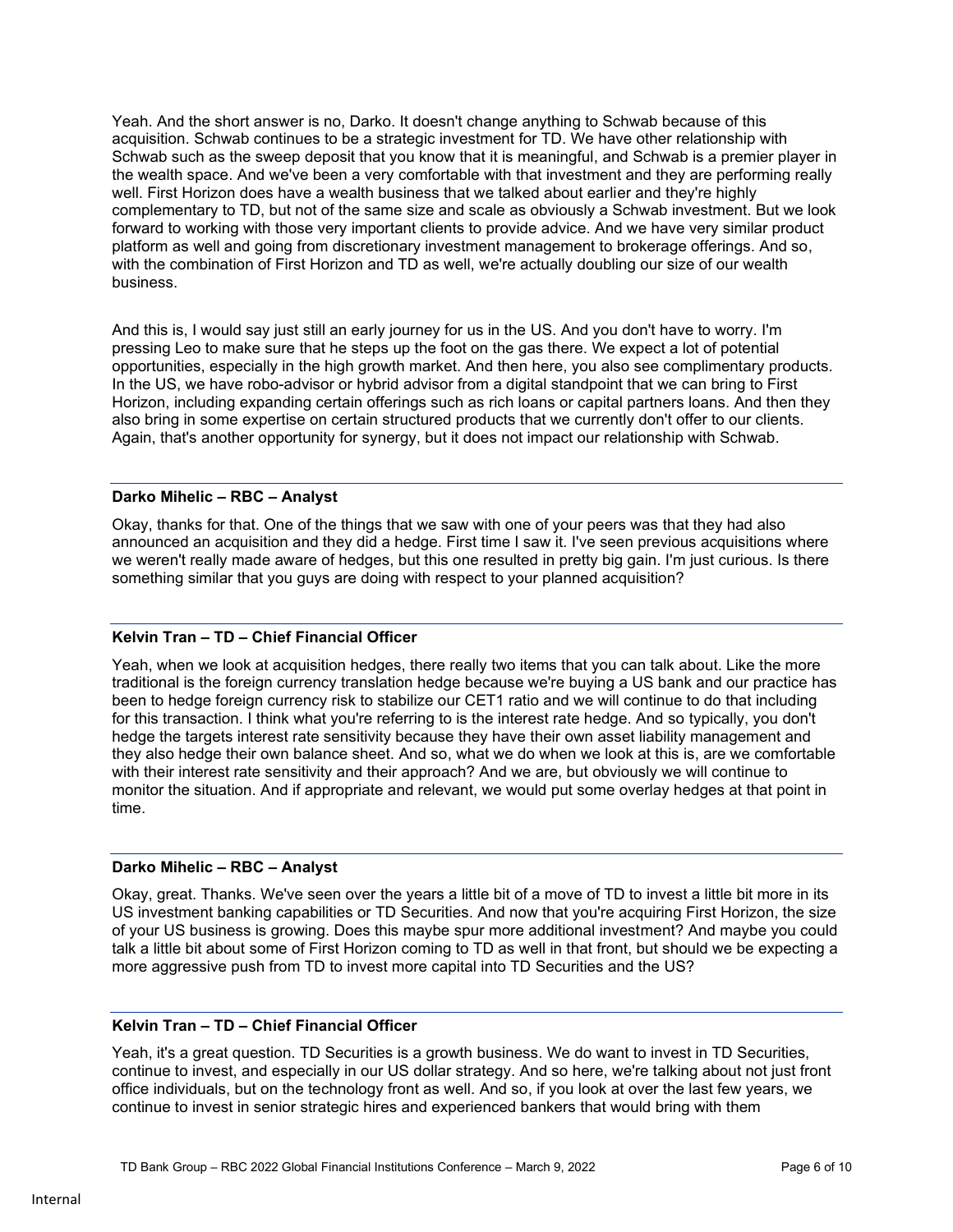Yeah. And the short answer is no, Darko. It doesn't change anything to Schwab because of this acquisition. Schwab continues to be a strategic investment for TD. We have other relationship with Schwab such as the sweep deposit that you know that it is meaningful, and Schwab is a premier player in the wealth space. And we've been a very comfortable with that investment and they are performing really well. First Horizon does have a wealth business that we talked about earlier and they're highly complementary to TD, but not of the same size and scale as obviously a Schwab investment. But we look forward to working with those very important clients to provide advice. And we have very similar product platform as well and going from discretionary investment management to brokerage offerings. And so, with the combination of First Horizon and TD as well, we're actually doubling our size of our wealth business.

And this is, I would say just still an early journey for us in the US. And you don't have to worry. I'm pressing Leo to make sure that he steps up the foot on the gas there. We expect a lot of potential opportunities, especially in the high growth market. And then here, you also see complimentary products. In the US, we have robo-advisor or hybrid advisor from a digital standpoint that we can bring to First Horizon, including expanding certain offerings such as rich loans or capital partners loans. And then they also bring in some expertise on certain structured products that we currently don't offer to our clients. Again, that's another opportunity for synergy, but it does not impact our relationship with Schwab.

**Darko Mihelic – RBC – Analyst**

Okay, thanks for that. One of the things that we saw with one of your peers was that they had also announced an acquisition and they did a hedge. First time I saw it. I've seen previous acquisitions where we weren't really made aware of hedges, but this one resulted in pretty big gain. I'm just curious. Is there something similar that you guys are doing with respect to your planned acquisition?

**Kelvin Tran – TD – Chief Financial Officer**

Yeah, when we look at acquisition hedges, there really two items that you can talk about. Like the more traditional is the foreign currency translation hedge because we're buying a US bank and our practice has been to hedge foreign currency risk to stabilize our CET1 ratio and we will continue to do that including for this transaction. I think what you're referring to is the interest rate hedge. And so typically, you don't hedge the targets interest rate sensitivity because they have their own asset liability management and they also hedge their own balance sheet. And so, what we do when we look at this is, are we comfortable with their interest rate sensitivity and their approach? And we are, but obviously we will continue to monitor the situation. And if appropriate and relevant, we would put some overlay hedges at that point in time.

**Darko Mihelic – RBC – Analyst**

Okay, great. Thanks. We've seen over the years a little bit of a move of TD to invest a little bit more in its US investment banking capabilities or TD Securities. And now that you're acquiring First Horizon, the size of your US business is growing. Does this maybe spur more additional investment? And maybe you could talk a little bit about some of First Horizon coming to TD as well in that front, but should we be expecting a more aggressive push from TD to invest more capital into TD Securities and the US?

**Kelvin Tran – TD – Chief Financial Officer**

Yeah, it's a great question. TD Securities is a growth business. We do want to invest in TD Securities, continue to invest, and especially in our US dollar strategy. And so here, we're talking about not just front office individuals, but on the technology front as well. And so, if you look at over the last few years, we continue to invest in senior strategic hires and experienced bankers that would bring with them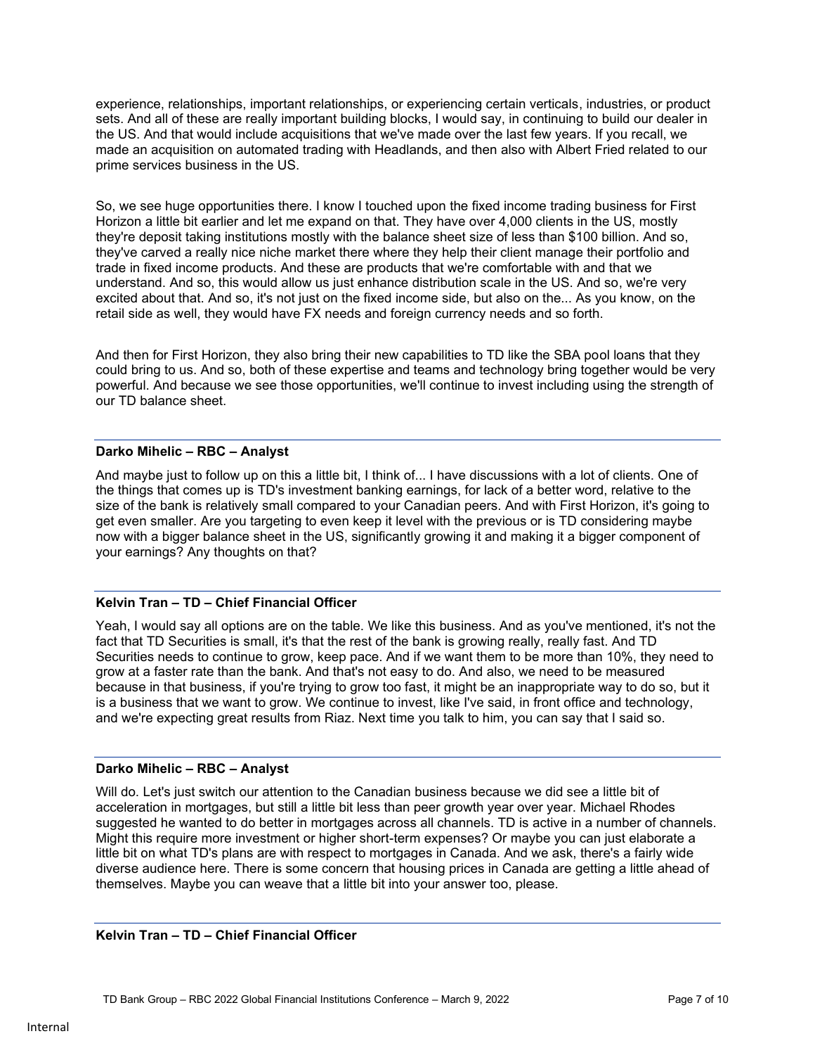experience, relationships, important relationships, or experiencing certain verticals, industries, or product sets. And all of these are really important building blocks, I would say, in continuing to build our dealer in the US. And that would include acquisitions that we've made over the last few years. If you recall, we made an acquisition on automated trading with Headlands, and then also with Albert Fried related to our prime services business in the US.

So, we see huge opportunities there. I know I touched upon the fixed income trading business for First Horizon a little bit earlier and let me expand on that. They have over 4,000 clients in the US, mostly they're deposit taking institutions mostly with the balance sheet size of less than $100 billion. And so, they've carved a really nice niche market there where they help their client manage their portfolio and trade in fixed income products. And these are products that we're comfortable with and that we understand. And so, this would allow us just enhance distribution scale in the US. And so, we're very excited about that. And so, it's not just on the fixed income side, but also on the... As you know, on the retail side as well, they would have FX needs and foreign currency needs and so forth.

And then for First Horizon, they also bring their new capabilities to TD like the SBA pool loans that they could bring to us. And so, both of these expertise and teams and technology bring together would be very powerful. And because we see those opportunities, we'll continue to invest including using the strength of our TD balance sheet.

---

**Darko Mihelic – RBC – Analyst**

And maybe just to follow up on this a little bit, I think of... I have discussions with a lot of clients. One of the things that comes up is TD's investment banking earnings, for lack of a better word, relative to the size of the bank is relatively small compared to your Canadian peers. And with First Horizon, it's going to get even smaller. Are you targeting to even keep it level with the previous or is TD considering maybe now with a bigger balance sheet in the US, significantly growing it and making it a bigger component of your earnings? Any thoughts on that?

---

**Kelvin Tran – TD – Chief Financial Officer**

Yeah, I would say all options are on the table. We like this business. And as you've mentioned, it's not the fact that TD Securities is small, it's that the rest of the bank is growing really, really fast. And TD Securities needs to continue to grow, keep pace. And if we want them to be more than 10%, they need to grow at a faster rate than the bank. And that's not easy to do. And also, we need to be measured because in that business, if you're trying to grow too fast, it might be an inappropriate way to do so, but it is a business that we want to grow. We continue to invest, like I've said, in front office and technology, and we're expecting great results from Riaz. Next time you talk to him, you can say that I said so.

---

**Darko Mihelic – RBC – Analyst**

Will do. Let's just switch our attention to the Canadian business because we did see a little bit of acceleration in mortgages, but still a little bit less than peer growth year over year. Michael Rhodes suggested he wanted to do better in mortgages across all channels. TD is active in a number of channels. Might this require more investment or higher short-term expenses? Or maybe you can just elaborate a little bit on what TD's plans are with respect to mortgages in Canada. And we ask, there's a fairly wide diverse audience here. There is some concern that housing prices in Canada are getting a little ahead of themselves. Maybe you can weave that a little bit into your answer too, please.

---

**Kelvin Tran – TD – Chief Financial Officer**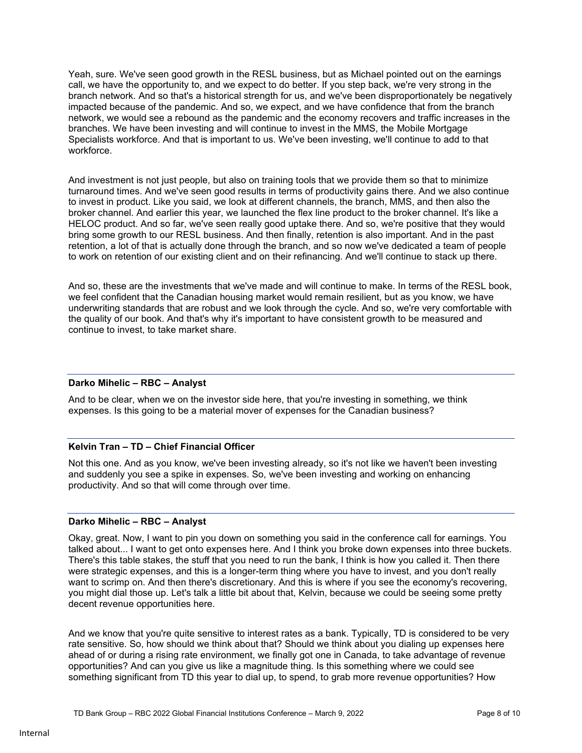Yeah, sure. We've seen good growth in the RESL business, but as Michael pointed out on the earnings call, we have the opportunity to, and we expect to do better. If you step back, we're very strong in the branch network. And so that's a historical strength for us, and we've been disproportionately be negatively impacted because of the pandemic. And so, we expect, and we have confidence that from the branch network, we would see a rebound as the pandemic and the economy recovers and traffic increases in the branches. We have been investing and will continue to invest in the MMS, the Mobile Mortgage Specialists workforce. And that is important to us. We've been investing, we'll continue to add to that workforce.

And investment is not just people, but also on training tools that we provide them so that to minimize turnaround times. And we've seen good results in terms of productivity gains there. And we also continue to invest in product. Like you said, we look at different channels, the branch, MMS, and then also the broker channel. And earlier this year, we launched the flex line product to the broker channel. It's like a HELOC product. And so far, we've seen really good uptake there. And so, we're positive that they would bring some growth to our RESL business. And then finally, retention is also important. And in the past retention, a lot of that is actually done through the branch, and so now we've dedicated a team of people to work on retention of our existing client and on their refinancing. And we'll continue to stack up there.

And so, these are the investments that we've made and will continue to make. In terms of the RESL book, we feel confident that the Canadian housing market would remain resilient, but as you know, we have underwriting standards that are robust and we look through the cycle. And so, we're very comfortable with the quality of our book. And that's why it's important to have consistent growth to be measured and continue to invest, to take market share.

---

**Darko Mihelic – RBC – Analyst**

And to be clear, when we on the investor side here, that you're investing in something, we think expenses. Is this going to be a material mover of expenses for the Canadian business?

---

**Kelvin Tran – TD – Chief Financial Officer**

Not this one. And as you know, we've been investing already, so it's not like we haven't been investing and suddenly you see a spike in expenses. So, we've been investing and working on enhancing productivity. And so that will come through over time.

---

**Darko Mihelic – RBC – Analyst**

Okay, great. Now, I want to pin you down on something you said in the conference call for earnings. You talked about... I want to get onto expenses here. And I think you broke down expenses into three buckets. There's this table stakes, the stuff that you need to run the bank, I think is how you called it. Then there were strategic expenses, and this is a longer-term thing where you have to invest, and you don't really want to scrimp on. And then there's discretionary. And this is where if you see the economy's recovering, you might dial those up. Let's talk a little bit about that, Kelvin, because we could be seeing some pretty decent revenue opportunities here.

And we know that you're quite sensitive to interest rates as a bank. Typically, TD is considered to be very rate sensitive. So, how should we think about that? Should we think about you dialing up expenses here ahead of or during a rising rate environment, we finally got one in Canada, to take advantage of revenue opportunities? And can you give us like a magnitude thing. Is this something where we could see something significant from TD this year to dial up, to spend, to grab more revenue opportunities? How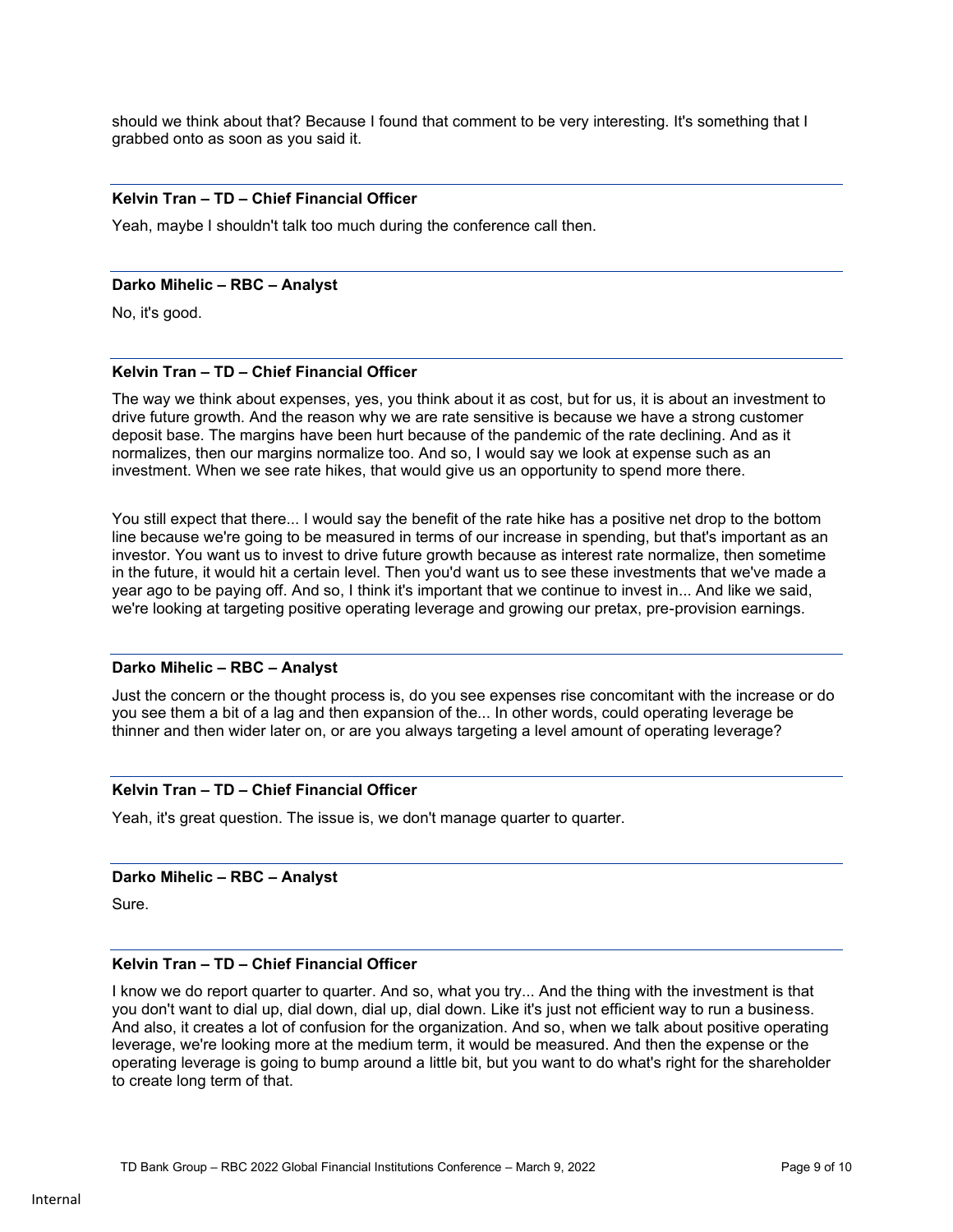should we think about that? Because I found that comment to be very interesting. It's something that I grabbed onto as soon as you said it.

**Kelvin Tran – TD – Chief Financial Officer**

Yeah, maybe I shouldn't talk too much during the conference call then.

**Darko Mihelic – RBC – Analyst**

No, it's good.

**Kelvin Tran – TD – Chief Financial Officer**

The way we think about expenses, yes, you think about it as cost, but for us, it is about an investment to drive future growth. And the reason why we are rate sensitive is because we have a strong customer deposit base. The margins have been hurt because of the pandemic of the rate declining. And as it normalizes, then our margins normalize too. And so, I would say we look at expense such as an investment. When we see rate hikes, that would give us an opportunity to spend more there.

You still expect that there... I would say the benefit of the rate hike has a positive net drop to the bottom line because we're going to be measured in terms of our increase in spending, but that's important as an investor. You want us to invest to drive future growth because as interest rate normalize, then sometime in the future, it would hit a certain level. Then you'd want us to see these investments that we've made a year ago to be paying off. And so, I think it's important that we continue to invest in... And like we said, we're looking at targeting positive operating leverage and growing our pretax, pre-provision earnings.

**Darko Mihelic – RBC – Analyst**

Just the concern or the thought process is, do you see expenses rise concomitant with the increase or do you see them a bit of a lag and then expansion of the... In other words, could operating leverage be thinner and then wider later on, or are you always targeting a level amount of operating leverage?

**Kelvin Tran – TD – Chief Financial Officer**

Yeah, it's great question. The issue is, we don't manage quarter to quarter.

**Darko Mihelic – RBC – Analyst**

Sure.

**Kelvin Tran – TD – Chief Financial Officer**

I know we do report quarter to quarter. And so, what you try... And the thing with the investment is that you don't want to dial up, dial down, dial up, dial down. Like it's just not efficient way to run a business. And also, it creates a lot of confusion for the organization. And so, when we talk about positive operating leverage, we're looking more at the medium term, it would be measured. And then the expense or the operating leverage is going to bump around a little bit, but you want to do what's right for the shareholder to create long term of that.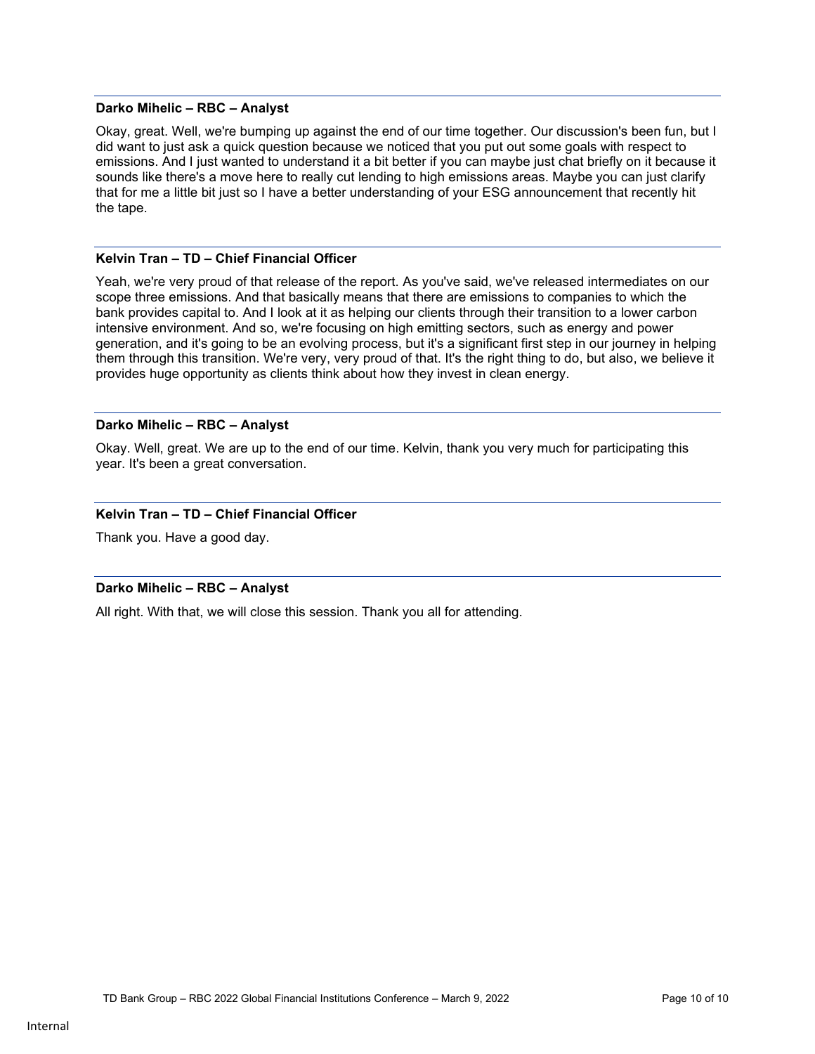**Darko Mihelic – RBC – Analyst**

Okay, great. Well, we're bumping up against the end of our time together. Our discussion's been fun, but I did want to just ask a quick question because we noticed that you put out some goals with respect to emissions. And I just wanted to understand it a bit better if you can maybe just chat briefly on it because it sounds like there's a move here to really cut lending to high emissions areas. Maybe you can just clarify that for me a little bit just so I have a better understanding of your ESG announcement that recently hit the tape.

**Kelvin Tran – TD – Chief Financial Officer**

Yeah, we're very proud of that release of the report. As you've said, we've released intermediates on our scope three emissions. And that basically means that there are emissions to companies to which the bank provides capital to. And I look at it as helping our clients through their transition to a lower carbon intensive environment. And so, we're focusing on high emitting sectors, such as energy and power generation, and it's going to be an evolving process, but it's a significant first step in our journey in helping them through this transition. We're very, very proud of that. It's the right thing to do, but also, we believe it provides huge opportunity as clients think about how they invest in clean energy.

**Darko Mihelic – RBC – Analyst**

Okay. Well, great. We are up to the end of our time. Kelvin, thank you very much for participating this year. It's been a great conversation.

**Kelvin Tran – TD – Chief Financial Officer**

Thank you. Have a good day.

**Darko Mihelic – RBC – Analyst**

All right. With that, we will close this session. Thank you all for attending.